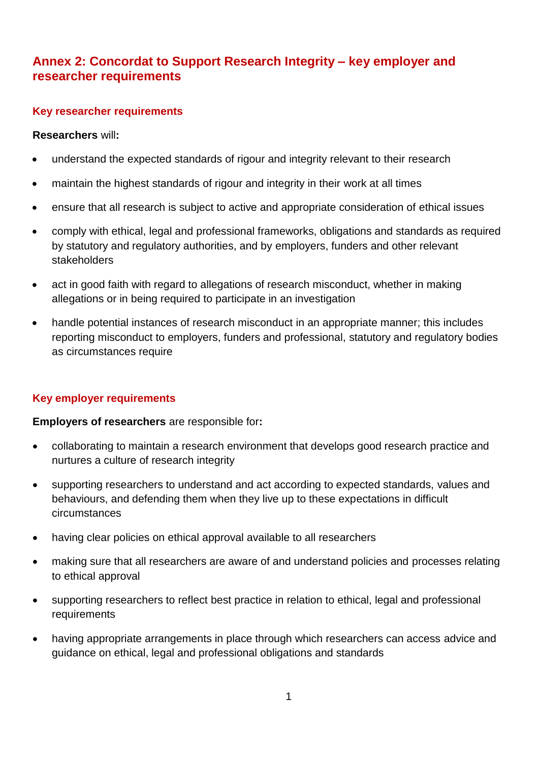## Annex 2: Concordat to Support Research Integrity – key employer and researcher requirements

### Key researcher requirements

**Researchers** will**:**

- understand the expected standards of rigour and integrity relevant to their research
- maintain the highest standards of rigour and integrity in their work at all times
- ensure that all research is subject to active and appropriate consideration of ethical issues
- comply with ethical, legal and professional frameworks, obligations and standards as required by statutory and regulatory authorities, and by employers, funders and other relevant stakeholders
- act in good faith with regard to allegations of research misconduct, whether in making allegations or in being required to participate in an investigation
- handle potential instances of research misconduct in an appropriate manner; this includes reporting misconduct to employers, funders and professional, statutory and regulatory bodies as circumstances require

### Key employer requirements

**Employers of researchers** are responsible for**:**

- collaborating to maintain a research environment that develops good research practice and nurtures a culture of research integrity
- supporting researchers to understand and act according to expected standards, values and behaviours, and defending them when they live up to these expectations in difficult circumstances
- having clear policies on ethical approval available to all researchers
- making sure that all researchers are aware of and understand policies and processes relating to ethical approval
- supporting researchers to reflect best practice in relation to ethical, legal and professional requirements
- having appropriate arrangements in place through which researchers can access advice and guidance on ethical, legal and professional obligations and standards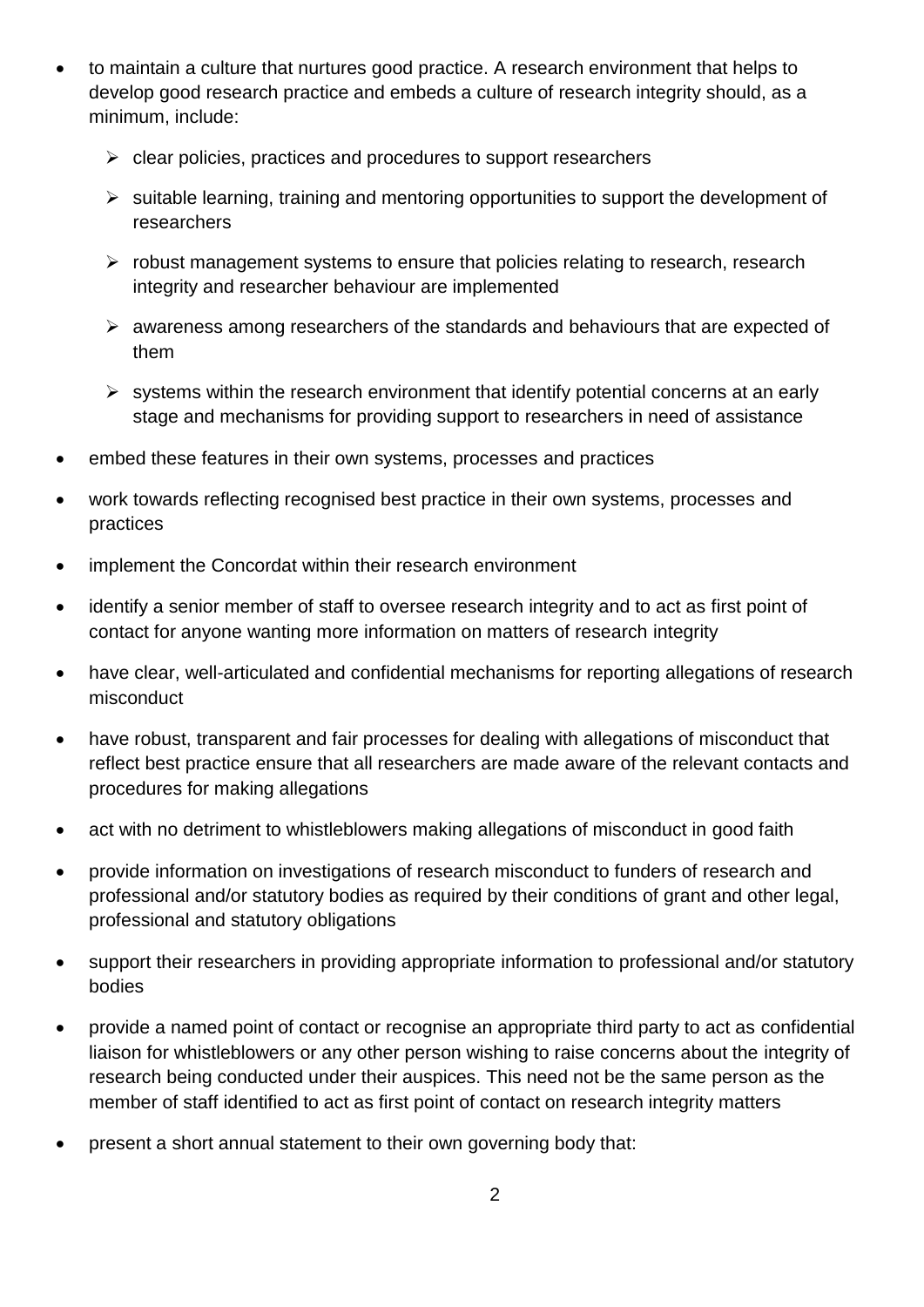- to maintain a culture that nurtures good practice. A research environment that helps to develop good research practice and embeds a culture of research integrity should, as a minimum, include:
  - clear policies, practices and procedures to support researchers
  - suitable learning, training and mentoring opportunities to support the development of researchers
  - robust management systems to ensure that policies relating to research, research integrity and researcher behaviour are implemented
  - awareness among researchers of the standards and behaviours that are expected of them
  - systems within the research environment that identify potential concerns at an early stage and mechanisms for providing support to researchers in need of assistance
- embed these features in their own systems, processes and practices
- work towards reflecting recognised best practice in their own systems, processes and practices
- implement the Concordat within their research environment
- identify a senior member of staff to oversee research integrity and to act as first point of contact for anyone wanting more information on matters of research integrity
- have clear, well-articulated and confidential mechanisms for reporting allegations of research misconduct
- have robust, transparent and fair processes for dealing with allegations of misconduct that reflect best practice ensure that all researchers are made aware of the relevant contacts and procedures for making allegations
- act with no detriment to whistleblowers making allegations of misconduct in good faith
- provide information on investigations of research misconduct to funders of research and professional and/or statutory bodies as required by their conditions of grant and other legal, professional and statutory obligations
- support their researchers in providing appropriate information to professional and/or statutory bodies
- provide a named point of contact or recognise an appropriate third party to act as confidential liaison for whistleblowers or any other person wishing to raise concerns about the integrity of research being conducted under their auspices. This need not be the same person as the member of staff identified to act as first point of contact on research integrity matters
- present a short annual statement to their own governing body that: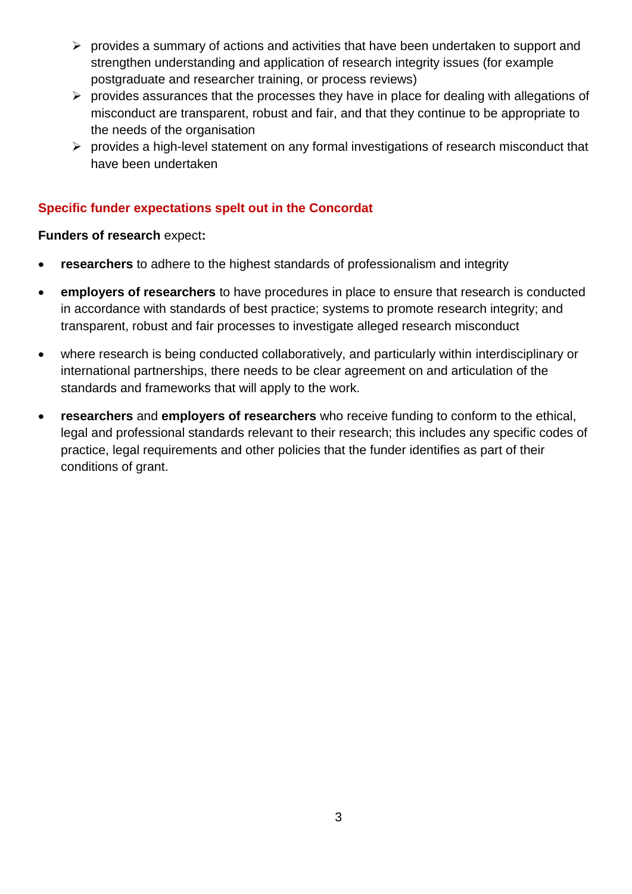- provides a summary of actions and activities that have been undertaken to support and strengthen understanding and application of research integrity issues (for example postgraduate and researcher training, or process reviews)
- provides assurances that the processes they have in place for dealing with allegations of misconduct are transparent, robust and fair, and that they continue to be appropriate to the needs of the organisation
- provides a high-level statement on any formal investigations of research misconduct that have been undertaken

### Specific funder expectations spelt out in the Concordat

**Funders of research** expect**:**

- **researchers** to adhere to the highest standards of professionalism and integrity
- **employers of researchers** to have procedures in place to ensure that research is conducted in accordance with standards of best practice; systems to promote research integrity; and transparent, robust and fair processes to investigate alleged research misconduct
- where research is being conducted collaboratively, and particularly within interdisciplinary or international partnerships, there needs to be clear agreement on and articulation of the standards and frameworks that will apply to the work.
- **researchers** and **employers of researchers** who receive funding to conform to the ethical, legal and professional standards relevant to their research; this includes any specific codes of practice, legal requirements and other policies that the funder identifies as part of their conditions of grant.